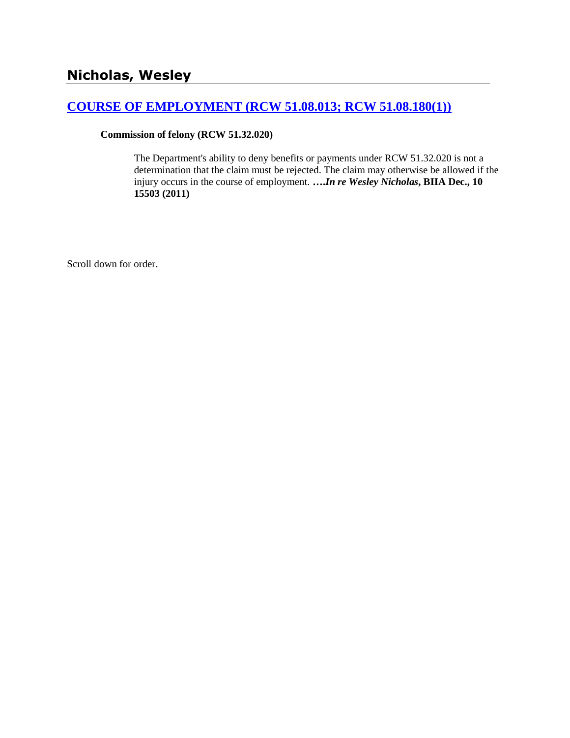# Nicholas, Wesley

## [COURSE OF EMPLOYMENT (RCW 51.08.013; RCW 51.08.180(1))]

**Commission of felony (RCW 51.32.020)**

The Department's ability to deny benefits or payments under RCW 51.32.020 is not a determination that the claim must be rejected. The claim may otherwise be allowed if the injury occurs in the course of employment. ***….In re Wesley Nicholas*, BIIA Dec., 10 15503 (2011)**

Scroll down for order.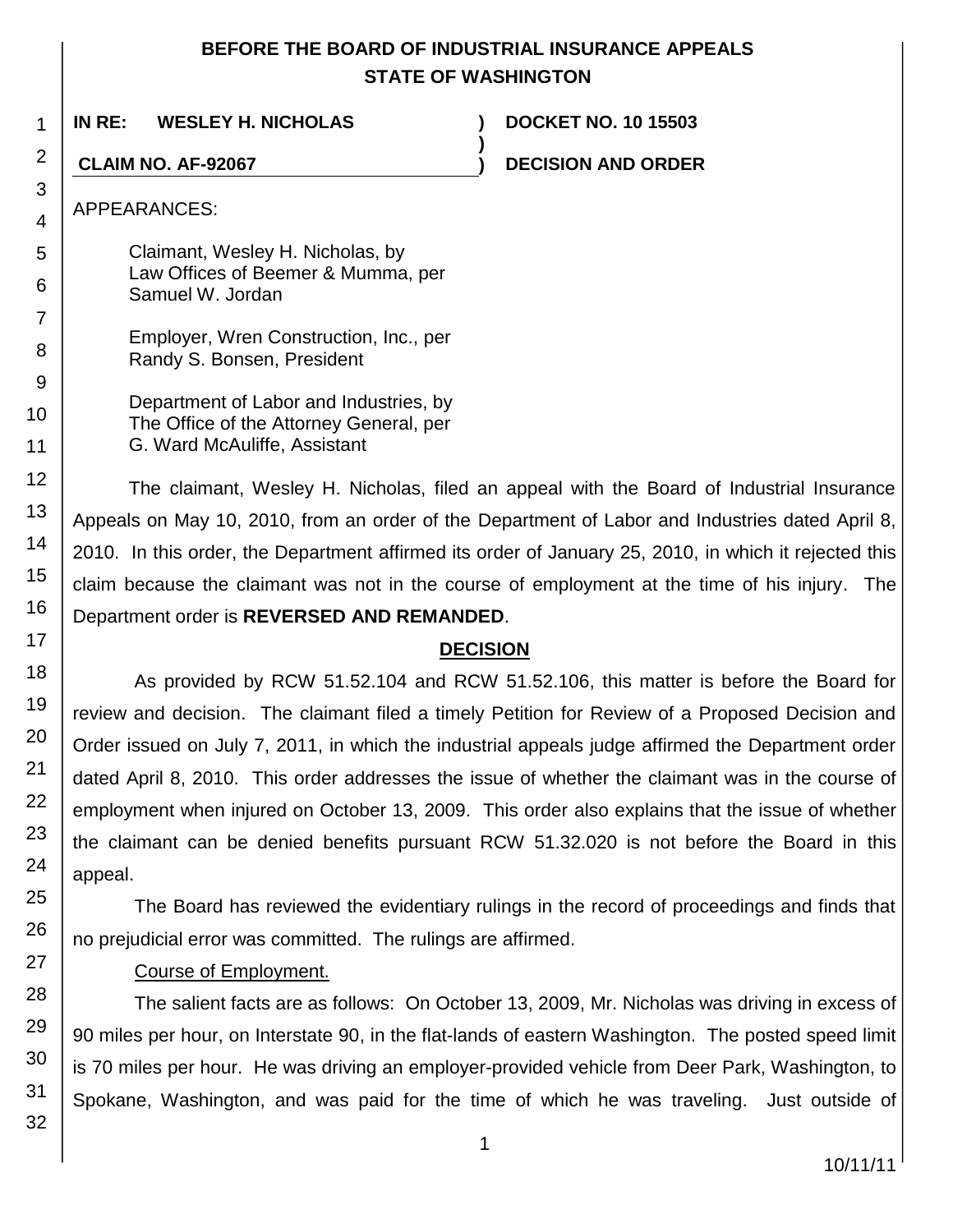# BEFORE THE BOARD OF INDUSTRIAL INSURANCE APPEALS
# STATE OF WASHINGTON

**IN RE: WESLEY H. NICHOLAS** ) **DOCKET NO. 10 15503**
)
**CLAIM NO. AF-92067** ) **DECISION AND ORDER**

APPEARANCES:

Claimant, Wesley H. Nicholas, by
Law Offices of Beemer & Mumma, per
Samuel W. Jordan

Employer, Wren Construction, Inc., per
Randy S. Bonsen, President

Department of Labor and Industries, by
The Office of the Attorney General, per
G. Ward McAuliffe, Assistant

The claimant, Wesley H. Nicholas, filed an appeal with the Board of Industrial Insurance Appeals on May 10, 2010, from an order of the Department of Labor and Industries dated April 8, 2010. In this order, the Department affirmed its order of January 25, 2010, in which it rejected this claim because the claimant was not in the course of employment at the time of his injury. The Department order is **REVERSED AND REMANDED**.

## DECISION

As provided by RCW 51.52.104 and RCW 51.52.106, this matter is before the Board for review and decision. The claimant filed a timely Petition for Review of a Proposed Decision and Order issued on July 7, 2011, in which the industrial appeals judge affirmed the Department order dated April 8, 2010. This order addresses the issue of whether the claimant was in the course of employment when injured on October 13, 2009. This order also explains that the issue of whether the claimant can be denied benefits pursuant RCW 51.32.020 is not before the Board in this appeal.

The Board has reviewed the evidentiary rulings in the record of proceedings and finds that no prejudicial error was committed. The rulings are affirmed.

Course of Employment.

The salient facts are as follows: On October 13, 2009, Mr. Nicholas was driving in excess of 90 miles per hour, on Interstate 90, in the flat-lands of eastern Washington. The posted speed limit is 70 miles per hour. He was driving an employer-provided vehicle from Deer Park, Washington, to Spokane, Washington, and was paid for the time of which he was traveling. Just outside of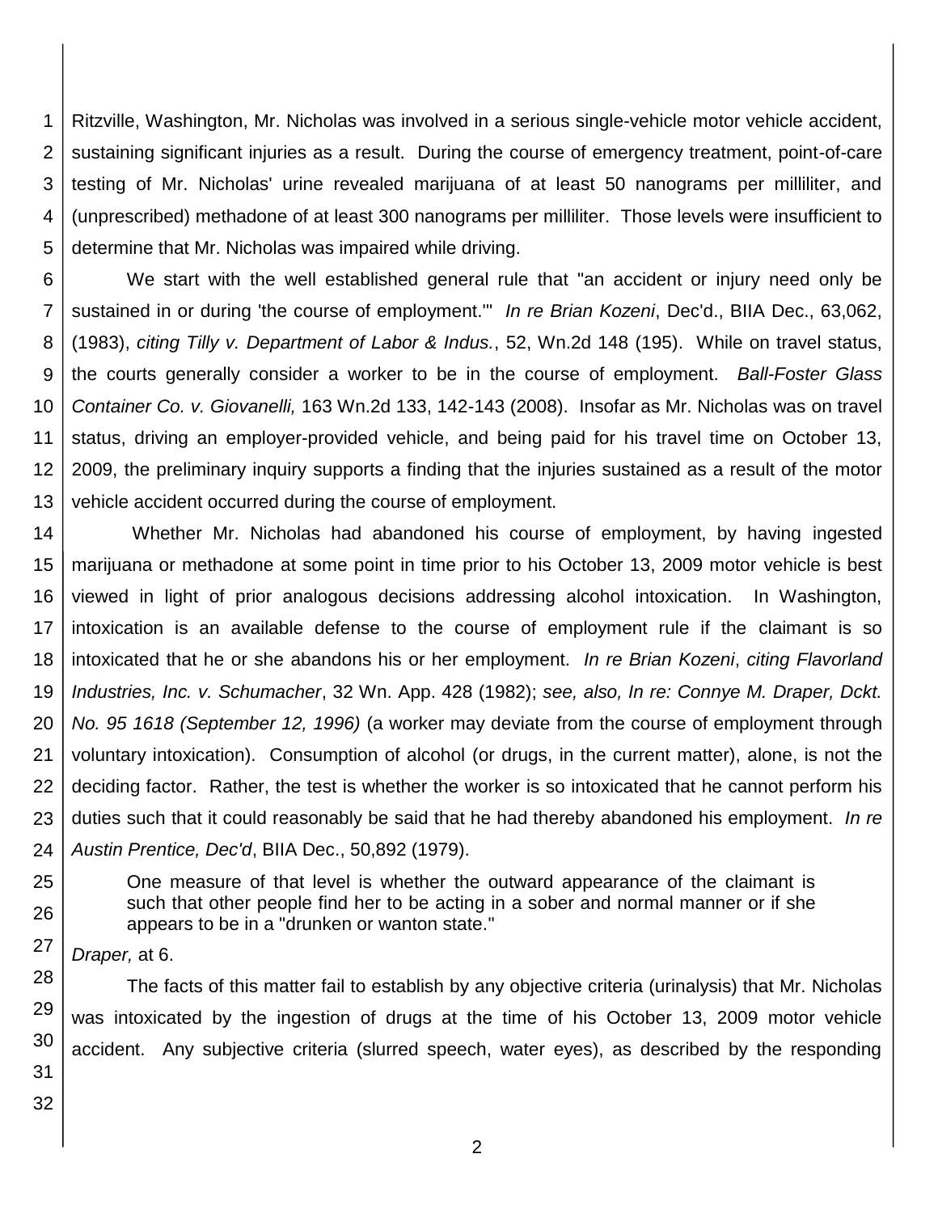Ritzville, Washington, Mr. Nicholas was involved in a serious single-vehicle motor vehicle accident, sustaining significant injuries as a result. During the course of emergency treatment, point-of-care testing of Mr. Nicholas' urine revealed marijuana of at least 50 nanograms per milliliter, and (unprescribed) methadone of at least 300 nanograms per milliliter. Those levels were insufficient to determine that Mr. Nicholas was impaired while driving.

We start with the well established general rule that "an accident or injury need only be sustained in or during 'the course of employment.'" *In re Brian Kozeni*, Dec'd., BIIA Dec., 63,062, (1983), *citing Tilly v. Department of Labor & Indus.*, 52, Wn.2d 148 (195). While on travel status, the courts generally consider a worker to be in the course of employment. *Ball-Foster Glass Container Co. v. Giovanelli,* 163 Wn.2d 133, 142-143 (2008). Insofar as Mr. Nicholas was on travel status, driving an employer-provided vehicle, and being paid for his travel time on October 13, 2009, the preliminary inquiry supports a finding that the injuries sustained as a result of the motor vehicle accident occurred during the course of employment.

Whether Mr. Nicholas had abandoned his course of employment, by having ingested marijuana or methadone at some point in time prior to his October 13, 2009 motor vehicle is best viewed in light of prior analogous decisions addressing alcohol intoxication. In Washington, intoxication is an available defense to the course of employment rule if the claimant is so intoxicated that he or she abandons his or her employment. *In re Brian Kozeni*, *citing Flavorland Industries, Inc. v. Schumacher*, 32 Wn. App. 428 (1982); *see, also, In re: Connye M. Draper, Dckt. No. 95 1618 (September 12, 1996)* (a worker may deviate from the course of employment through voluntary intoxication). Consumption of alcohol (or drugs, in the current matter), alone, is not the deciding factor. Rather, the test is whether the worker is so intoxicated that he cannot perform his duties such that it could reasonably be said that he had thereby abandoned his employment. *In re Austin Prentice, Dec'd*, BIIA Dec., 50,892 (1979).

> One measure of that level is whether the outward appearance of the claimant is such that other people find her to be acting in a sober and normal manner or if she appears to be in a "drunken or wanton state."

*Draper,* at 6.

The facts of this matter fail to establish by any objective criteria (urinalysis) that Mr. Nicholas was intoxicated by the ingestion of drugs at the time of his October 13, 2009 motor vehicle accident. Any subjective criteria (slurred speech, water eyes), as described by the responding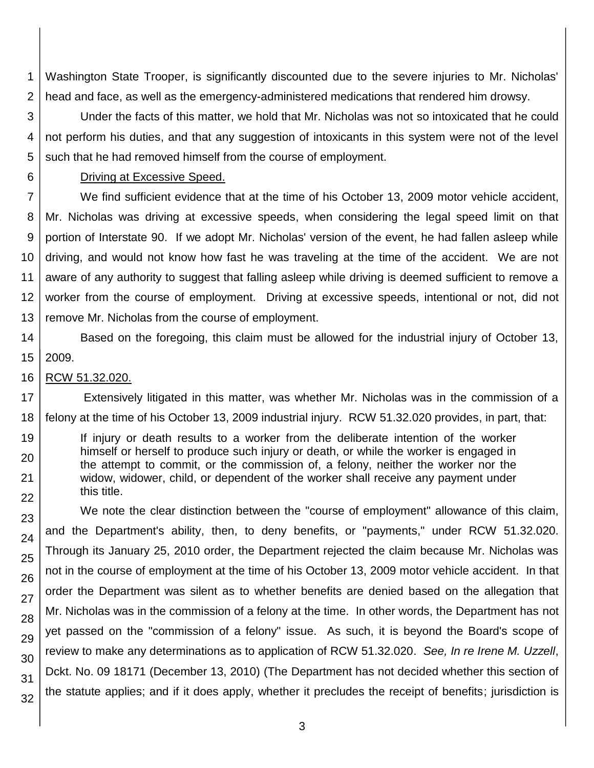Washington State Trooper, is significantly discounted due to the severe injuries to Mr. Nicholas' head and face, as well as the emergency-administered medications that rendered him drowsy.

Under the facts of this matter, we hold that Mr. Nicholas was not so intoxicated that he could not perform his duties, and that any suggestion of intoxicants in this system were not of the level such that he had removed himself from the course of employment.

Driving at Excessive Speed.

We find sufficient evidence that at the time of his October 13, 2009 motor vehicle accident, Mr. Nicholas was driving at excessive speeds, when considering the legal speed limit on that portion of Interstate 90. If we adopt Mr. Nicholas' version of the event, he had fallen asleep while driving, and would not know how fast he was traveling at the time of the accident. We are not aware of any authority to suggest that falling asleep while driving is deemed sufficient to remove a worker from the course of employment. Driving at excessive speeds, intentional or not, did not remove Mr. Nicholas from the course of employment.

Based on the foregoing, this claim must be allowed for the industrial injury of October 13, 2009.

RCW 51.32.020.

Extensively litigated in this matter, was whether Mr. Nicholas was in the commission of a felony at the time of his October 13, 2009 industrial injury. RCW 51.32.020 provides, in part, that:

> If injury or death results to a worker from the deliberate intention of the worker himself or herself to produce such injury or death, or while the worker is engaged in the attempt to commit, or the commission of, a felony, neither the worker nor the widow, widower, child, or dependent of the worker shall receive any payment under this title.

We note the clear distinction between the "course of employment" allowance of this claim, and the Department's ability, then, to deny benefits, or "payments," under RCW 51.32.020. Through its January 25, 2010 order, the Department rejected the claim because Mr. Nicholas was not in the course of employment at the time of his October 13, 2009 motor vehicle accident. In that order the Department was silent as to whether benefits are denied based on the allegation that Mr. Nicholas was in the commission of a felony at the time. In other words, the Department has not yet passed on the "commission of a felony" issue. As such, it is beyond the Board's scope of review to make any determinations as to application of RCW 51.32.020. *See, In re Irene M. Uzzell*, Dckt. No. 09 18171 (December 13, 2010) (The Department has not decided whether this section of the statute applies; and if it does apply, whether it precludes the receipt of benefits; jurisdiction is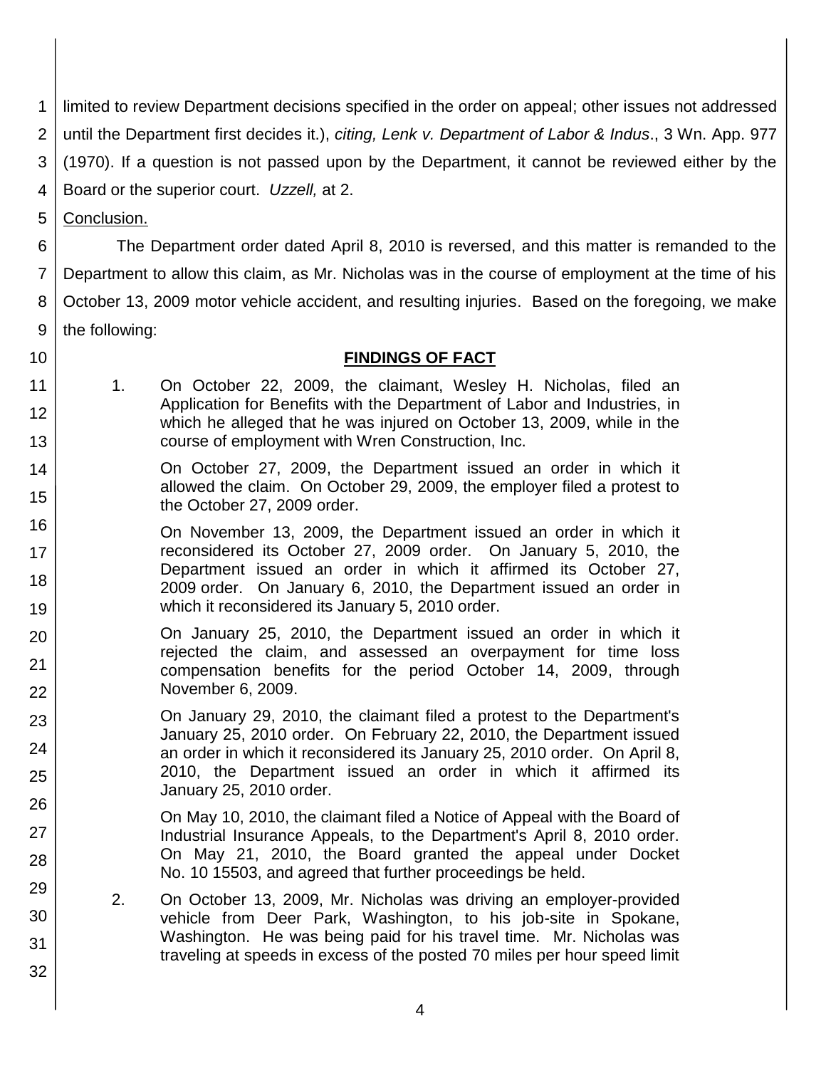limited to review Department decisions specified in the order on appeal; other issues not addressed until the Department first decides it.), *citing, Lenk v. Department of Labor & Indus*., 3 Wn. App. 977 (1970). If a question is not passed upon by the Department, it cannot be reviewed either by the Board or the superior court. *Uzzell,* at 2.

Conclusion.

The Department order dated April 8, 2010 is reversed, and this matter is remanded to the Department to allow this claim, as Mr. Nicholas was in the course of employment at the time of his October 13, 2009 motor vehicle accident, and resulting injuries. Based on the foregoing, we make the following:

## FINDINGS OF FACT

1. On October 22, 2009, the claimant, Wesley H. Nicholas, filed an Application for Benefits with the Department of Labor and Industries, in which he alleged that he was injured on October 13, 2009, while in the course of employment with Wren Construction, Inc.

   On October 27, 2009, the Department issued an order in which it allowed the claim. On October 29, 2009, the employer filed a protest to the October 27, 2009 order.

   On November 13, 2009, the Department issued an order in which it reconsidered its October 27, 2009 order. On January 5, 2010, the Department issued an order in which it affirmed its October 27, 2009 order. On January 6, 2010, the Department issued an order in which it reconsidered its January 5, 2010 order.

   On January 25, 2010, the Department issued an order in which it rejected the claim, and assessed an overpayment for time loss compensation benefits for the period October 14, 2009, through November 6, 2009.

   On January 29, 2010, the claimant filed a protest to the Department's January 25, 2010 order. On February 22, 2010, the Department issued an order in which it reconsidered its January 25, 2010 order. On April 8, 2010, the Department issued an order in which it affirmed its January 25, 2010 order.

   On May 10, 2010, the claimant filed a Notice of Appeal with the Board of Industrial Insurance Appeals, to the Department's April 8, 2010 order. On May 21, 2010, the Board granted the appeal under Docket No. 10 15503, and agreed that further proceedings be held.

2. On October 13, 2009, Mr. Nicholas was driving an employer-provided vehicle from Deer Park, Washington, to his job-site in Spokane, Washington. He was being paid for his travel time. Mr. Nicholas was traveling at speeds in excess of the posted 70 miles per hour speed limit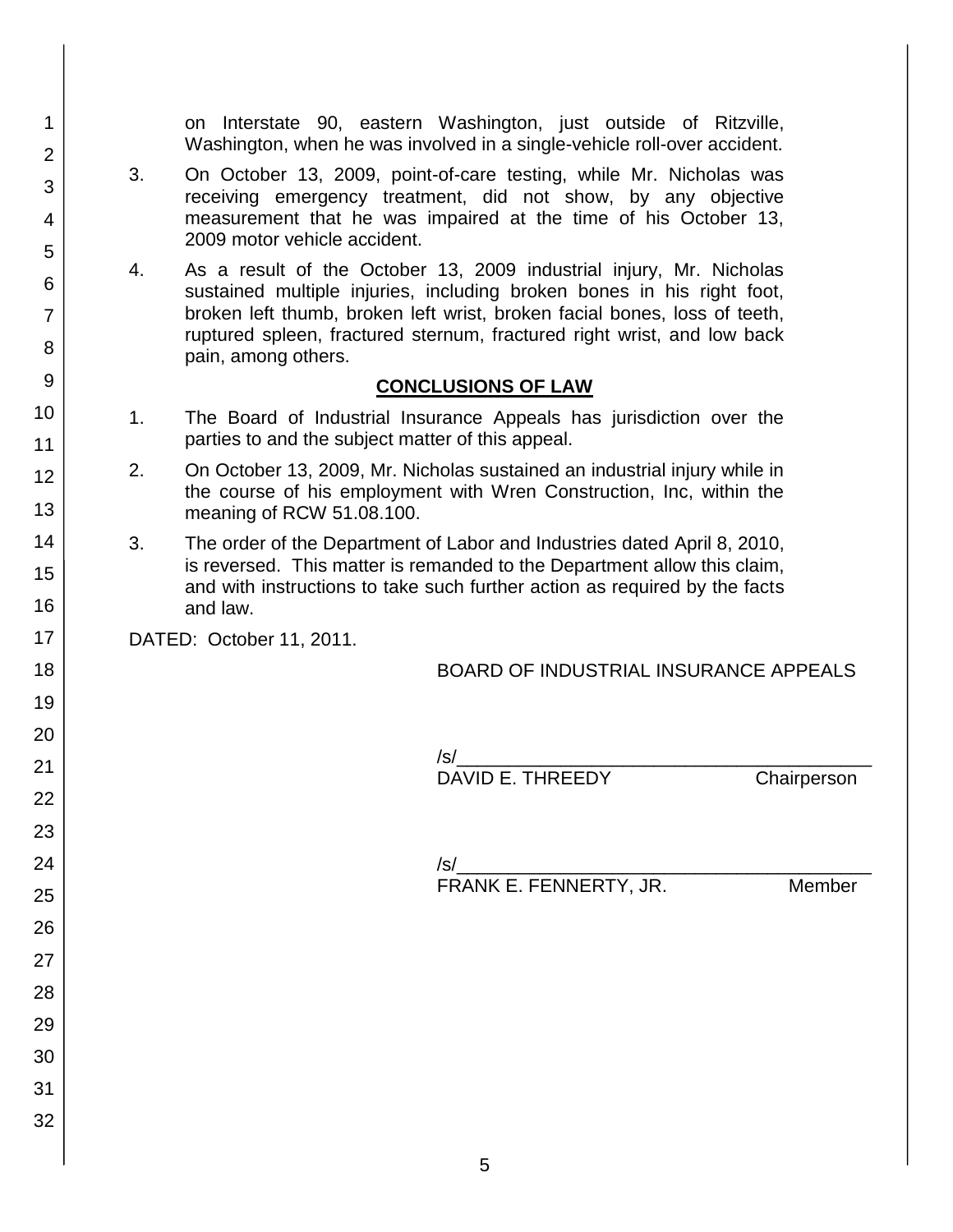on Interstate 90, eastern Washington, just outside of Ritzville, Washington, when he was involved in a single-vehicle roll-over accident.

3. On October 13, 2009, point-of-care testing, while Mr. Nicholas was receiving emergency treatment, did not show, by any objective measurement that he was impaired at the time of his October 13, 2009 motor vehicle accident.

4. As a result of the October 13, 2009 industrial injury, Mr. Nicholas sustained multiple injuries, including broken bones in his right foot, broken left thumb, broken left wrist, broken facial bones, loss of teeth, ruptured spleen, fractured sternum, fractured right wrist, and low back pain, among others.

## CONCLUSIONS OF LAW

1. The Board of Industrial Insurance Appeals has jurisdiction over the parties to and the subject matter of this appeal.

2. On October 13, 2009, Mr. Nicholas sustained an industrial injury while in the course of his employment with Wren Construction, Inc, within the meaning of RCW 51.08.100.

3. The order of the Department of Labor and Industries dated April 8, 2010, is reversed. This matter is remanded to the Department allow this claim, and with instructions to take such further action as required by the facts and law.

DATED: October 11, 2011.

BOARD OF INDUSTRIAL INSURANCE APPEALS

/s/________________________________________
DAVID E. THREEDY Chairperson

/s/________________________________________
FRANK E. FENNERTY, JR. Member